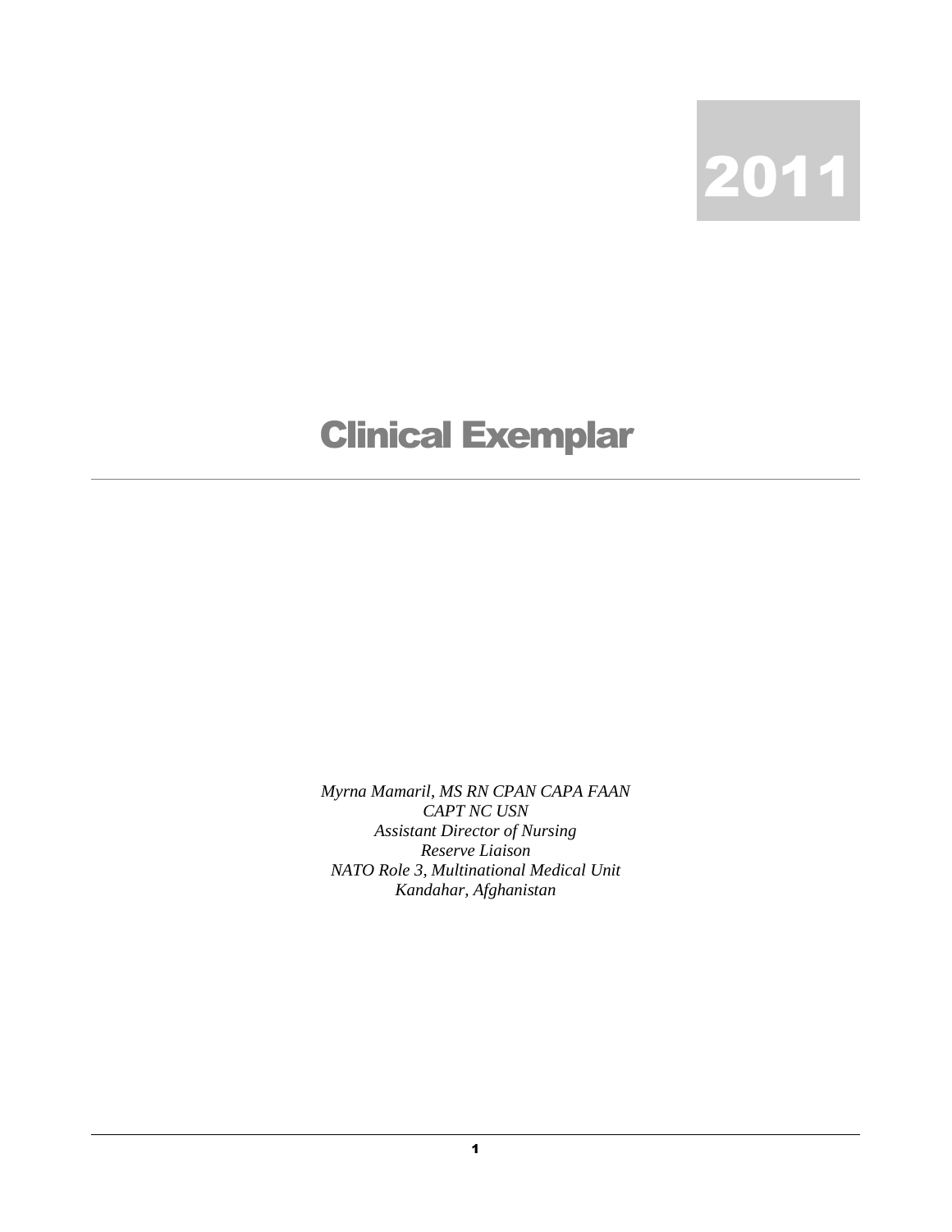2011

# Clinical Exemplar

*Myrna Mamaril, MS RN CPAN CAPA FAAN*
*CAPT NC USN*
*Assistant Director of Nursing*
*Reserve Liaison*
*NATO Role 3, Multinational Medical Unit*
*Kandahar, Afghanistan*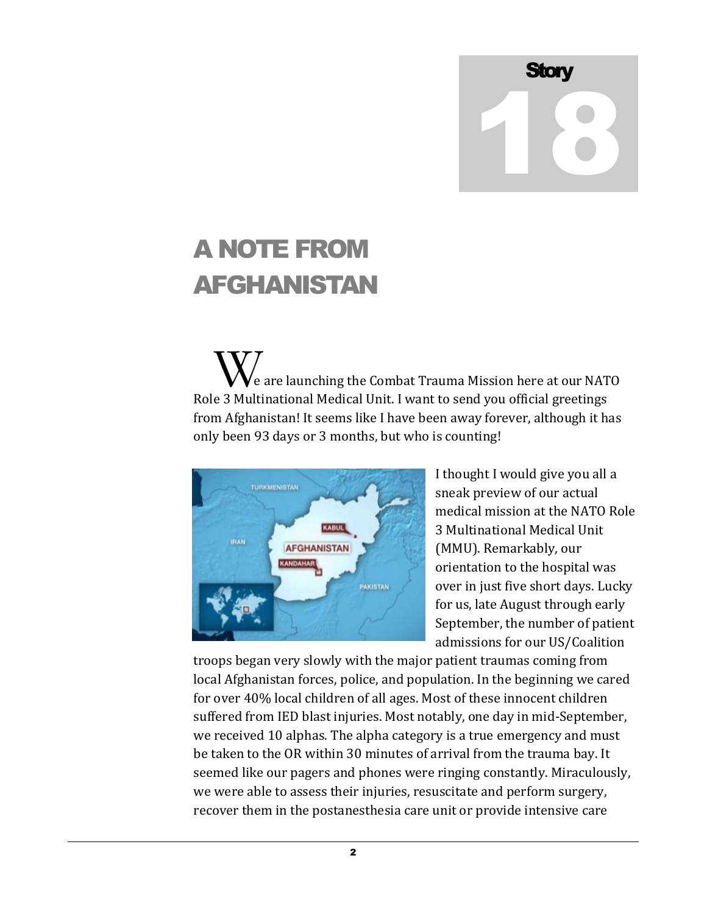Story 18

# A NOTE FROM AFGHANISTAN

We are launching the Combat Trauma Mission here at our NATO Role 3 Multinational Medical Unit. I want to send you official greetings from Afghanistan! It seems like I have been away forever, although it has only been 93 days or 3 months, but who is counting!

I thought I would give you all a sneak preview of our actual medical mission at the NATO Role 3 Multinational Medical Unit (MMU). Remarkably, our orientation to the hospital was over in just five short days. Lucky for us, late August through early September, the number of patient admissions for our US/Coalition troops began very slowly with the major patient traumas coming from local Afghanistan forces, police, and population. In the beginning we cared for over 40% local children of all ages. Most of these innocent children suffered from IED blast injuries. Most notably, one day in mid-September, we received 10 alphas. The alpha category is a true emergency and must be taken to the OR within 30 minutes of arrival from the trauma bay. It seemed like our pagers and phones were ringing constantly. Miraculously, we were able to assess their injuries, resuscitate and perform surgery, recover them in the postanesthesia care unit or provide intensive care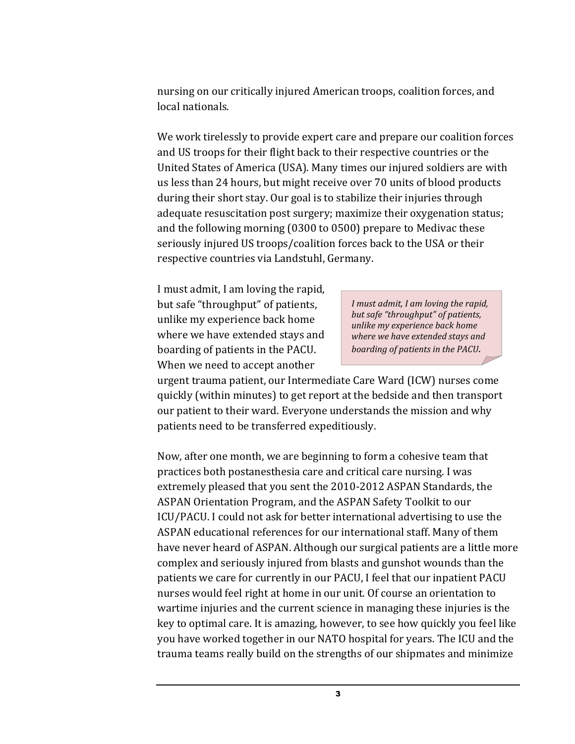nursing on our critically injured American troops, coalition forces, and local nationals.

We work tirelessly to provide expert care and prepare our coalition forces and US troops for their flight back to their respective countries or the United States of America (USA). Many times our injured soldiers are with us less than 24 hours, but might receive over 70 units of blood products during their short stay. Our goal is to stabilize their injuries through adequate resuscitation post surgery; maximize their oxygenation status; and the following morning (0300 to 0500) prepare to Medivac these seriously injured US troops/coalition forces back to the USA or their respective countries via Landstuhl, Germany.

I must admit, I am loving the rapid, but safe "throughput" of patients, unlike my experience back home where we have extended stays and boarding of patients in the PACU. When we need to accept another urgent trauma patient, our Intermediate Care Ward (ICW) nurses come quickly (within minutes) to get report at the bedside and then transport our patient to their ward. Everyone understands the mission and why patients need to be transferred expeditiously.

> *I must admit, I am loving the rapid, but safe "throughput" of patients, unlike my experience back home where we have extended stays and boarding of patients in the PACU.*

Now, after one month, we are beginning to form a cohesive team that practices both postanesthesia care and critical care nursing. I was extremely pleased that you sent the 2010-2012 ASPAN Standards, the ASPAN Orientation Program, and the ASPAN Safety Toolkit to our ICU/PACU. I could not ask for better international advertising to use the ASPAN educational references for our international staff. Many of them have never heard of ASPAN. Although our surgical patients are a little more complex and seriously injured from blasts and gunshot wounds than the patients we care for currently in our PACU, I feel that our inpatient PACU nurses would feel right at home in our unit. Of course an orientation to wartime injuries and the current science in managing these injuries is the key to optimal care. It is amazing, however, to see how quickly you feel like you have worked together in our NATO hospital for years. The ICU and the trauma teams really build on the strengths of our shipmates and minimize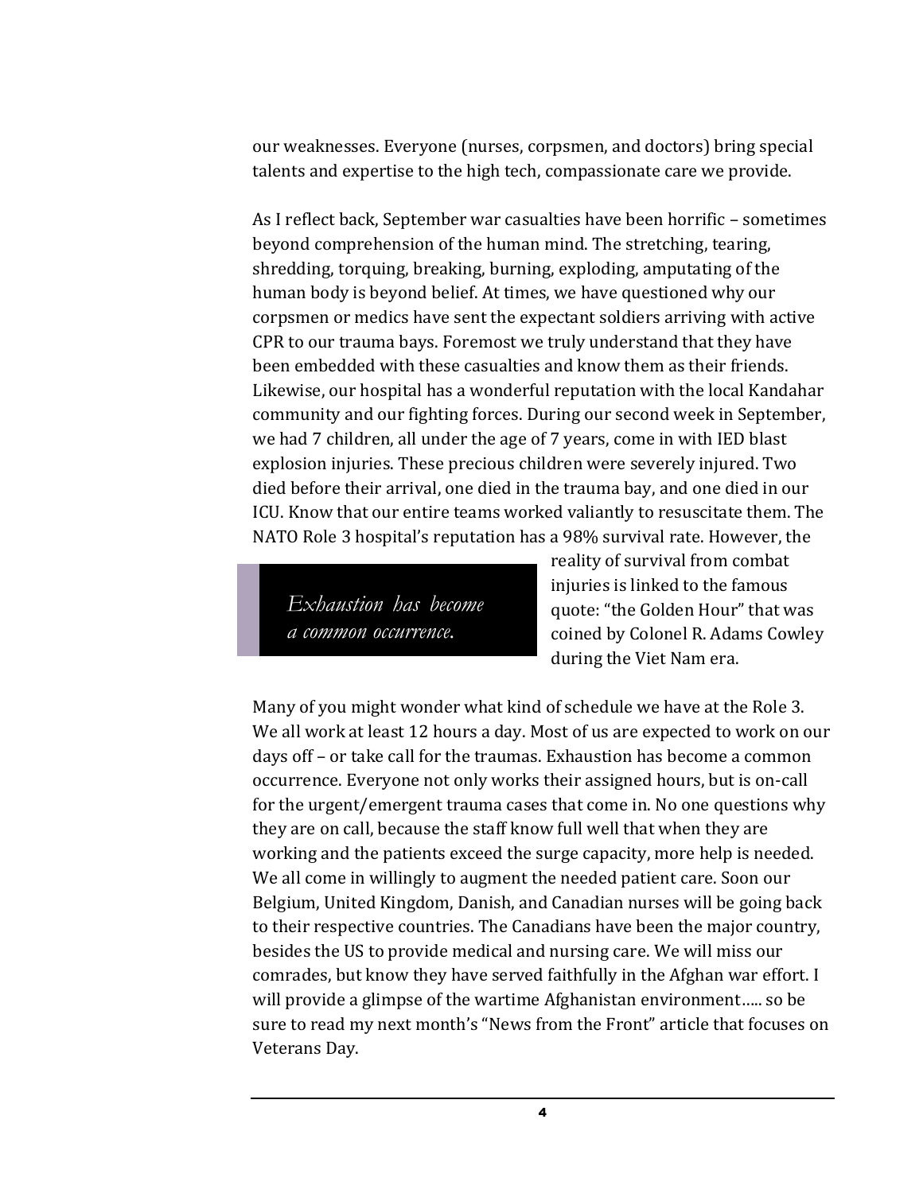our weaknesses. Everyone (nurses, corpsmen, and doctors) bring special talents and expertise to the high tech, compassionate care we provide.

As I reflect back, September war casualties have been horrific – sometimes beyond comprehension of the human mind. The stretching, tearing, shredding, torquing, breaking, burning, exploding, amputating of the human body is beyond belief. At times, we have questioned why our corpsmen or medics have sent the expectant soldiers arriving with active CPR to our trauma bays. Foremost we truly understand that they have been embedded with these casualties and know them as their friends. Likewise, our hospital has a wonderful reputation with the local Kandahar community and our fighting forces. During our second week in September, we had 7 children, all under the age of 7 years, come in with IED blast explosion injuries. These precious children were severely injured. Two died before their arrival, one died in the trauma bay, and one died in our ICU. Know that our entire teams worked valiantly to resuscitate them. The NATO Role 3 hospital's reputation has a 98% survival rate. However, the reality of survival from combat injuries is linked to the famous quote: "the Golden Hour" that was coined by Colonel R. Adams Cowley during the Viet Nam era.

> *Exhaustion has become a common occurrence.*

Many of you might wonder what kind of schedule we have at the Role 3. We all work at least 12 hours a day. Most of us are expected to work on our days off – or take call for the traumas. Exhaustion has become a common occurrence. Everyone not only works their assigned hours, but is on-call for the urgent/emergent trauma cases that come in. No one questions why they are on call, because the staff know full well that when they are working and the patients exceed the surge capacity, more help is needed. We all come in willingly to augment the needed patient care. Soon our Belgium, United Kingdom, Danish, and Canadian nurses will be going back to their respective countries. The Canadians have been the major country, besides the US to provide medical and nursing care. We will miss our comrades, but know they have served faithfully in the Afghan war effort. I will provide a glimpse of the wartime Afghanistan environment….. so be sure to read my next month's "News from the Front" article that focuses on Veterans Day.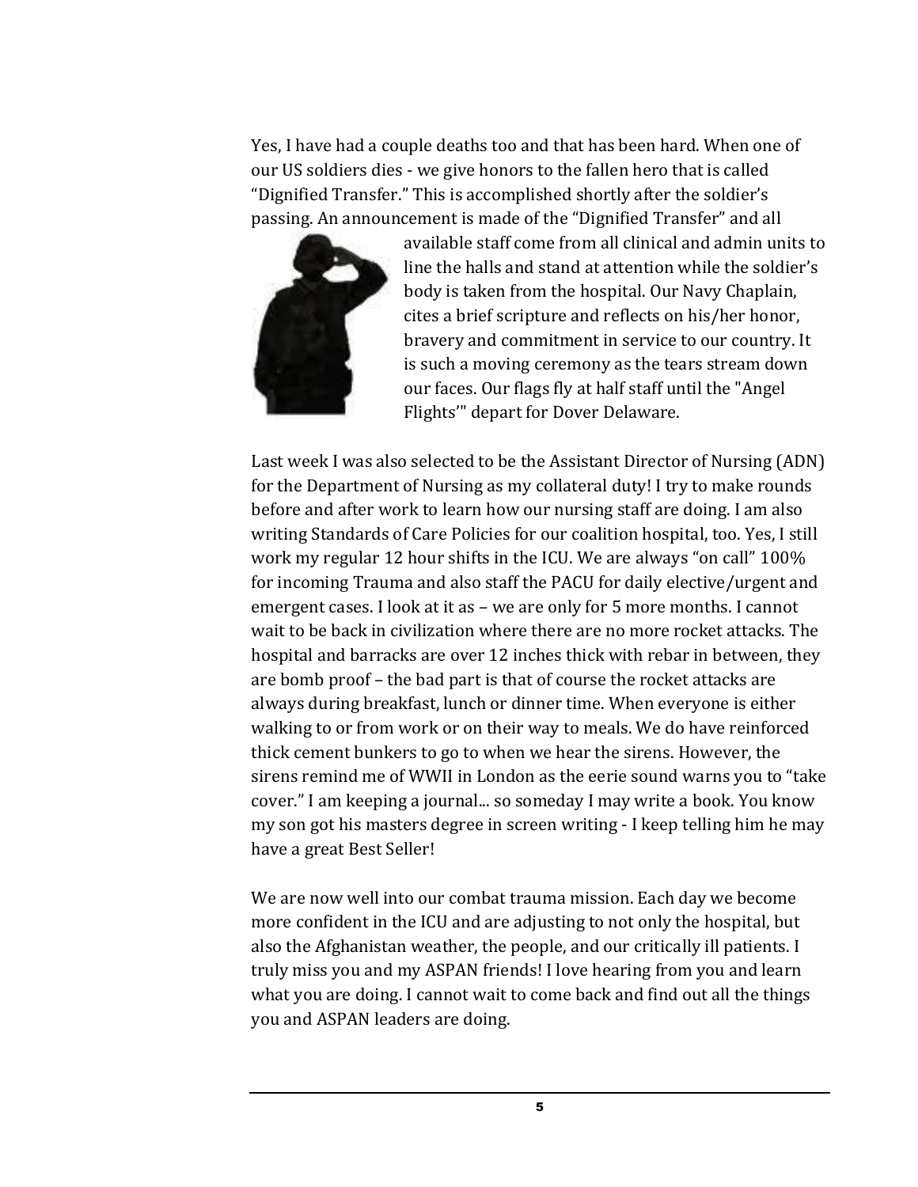Yes, I have had a couple deaths too and that has been hard. When one of our US soldiers dies - we give honors to the fallen hero that is called "Dignified Transfer." This is accomplished shortly after the soldier's passing. An announcement is made of the "Dignified Transfer" and all available staff come from all clinical and admin units to line the halls and stand at attention while the soldier's body is taken from the hospital. Our Navy Chaplain, cites a brief scripture and reflects on his/her honor, bravery and commitment in service to our country. It is such a moving ceremony as the tears stream down our faces. Our flags fly at half staff until the "Angel Flights'" depart for Dover Delaware.

Last week I was also selected to be the Assistant Director of Nursing (ADN) for the Department of Nursing as my collateral duty! I try to make rounds before and after work to learn how our nursing staff are doing. I am also writing Standards of Care Policies for our coalition hospital, too. Yes, I still work my regular 12 hour shifts in the ICU. We are always "on call" 100% for incoming Trauma and also staff the PACU for daily elective/urgent and emergent cases. I look at it as – we are only for 5 more months. I cannot wait to be back in civilization where there are no more rocket attacks. The hospital and barracks are over 12 inches thick with rebar in between, they are bomb proof – the bad part is that of course the rocket attacks are always during breakfast, lunch or dinner time. When everyone is either walking to or from work or on their way to meals. We do have reinforced thick cement bunkers to go to when we hear the sirens. However, the sirens remind me of WWII in London as the eerie sound warns you to "take cover." I am keeping a journal... so someday I may write a book. You know my son got his masters degree in screen writing - I keep telling him he may have a great Best Seller!

We are now well into our combat trauma mission. Each day we become more confident in the ICU and are adjusting to not only the hospital, but also the Afghanistan weather, the people, and our critically ill patients. I truly miss you and my ASPAN friends! I love hearing from you and learn what you are doing. I cannot wait to come back and find out all the things you and ASPAN leaders are doing.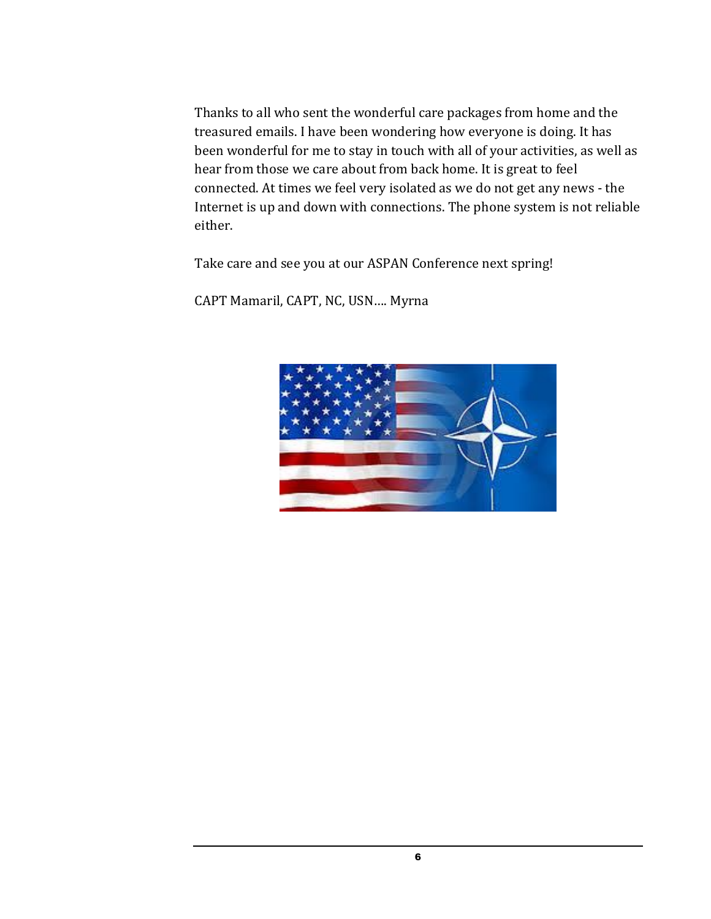Thanks to all who sent the wonderful care packages from home and the treasured emails. I have been wondering how everyone is doing. It has been wonderful for me to stay in touch with all of your activities, as well as hear from those we care about from back home. It is great to feel connected. At times we feel very isolated as we do not get any news - the Internet is up and down with connections. The phone system is not reliable either.

Take care and see you at our ASPAN Conference next spring!

CAPT Mamaril, CAPT, NC, USN…. Myrna